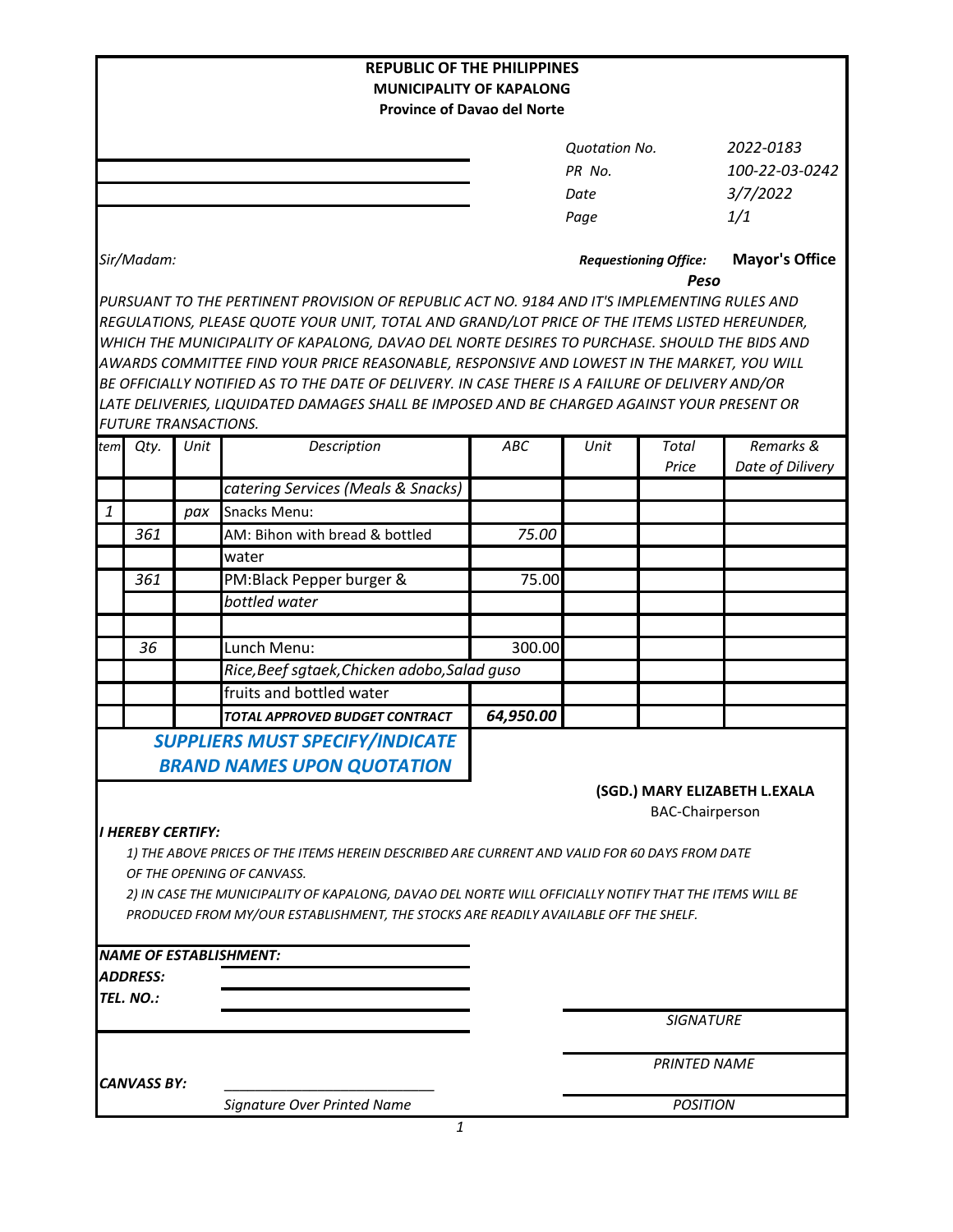**REPUBLIC OF THE PHILIPPINES**
**MUNICIPALITY OF KAPALONG**
**Province of Davao del Norte**

| | |
|---|---|
| *Quotation No.* | *2022-0183* |
| *PR No.* | *100-22-03-0242* |
| *Date* | *3/7/2022* |
| *Page* | *1/1* |

*Sir/Madam:*

***Requestioning Office:*** **Mayor's Office**

***Peso***

*PURSUANT TO THE PERTINENT PROVISION OF REPUBLIC ACT NO. 9184 AND IT'S IMPLEMENTING RULES AND REGULATIONS, PLEASE QUOTE YOUR UNIT, TOTAL AND GRAND/LOT PRICE OF THE ITEMS LISTED HEREUNDER, WHICH THE MUNICIPALITY OF KAPALONG, DAVAO DEL NORTE DESIRES TO PURCHASE. SHOULD THE BIDS AND AWARDS COMMITTEE FIND YOUR PRICE REASONABLE, RESPONSIVE AND LOWEST IN THE MARKET, YOU WILL BE OFFICIALLY NOTIFIED AS TO THE DATE OF DELIVERY. IN CASE THERE IS A FAILURE OF DELIVERY AND/OR LATE DELIVERIES, LIQUIDATED DAMAGES SHALL BE IMPOSED AND BE CHARGED AGAINST YOUR PRESENT OR FUTURE TRANSACTIONS.*

| *tem* | *Qty.* | *Unit* | *Description* | *ABC* | *Unit* | *Total Price* | *Remarks & Date of Dilivery* |
|---|---|---|---|---|---|---|---|
| | | | *catering Services (Meals & Snacks)* | | | | |
| *1* | | *pax* | Snacks Menu: | | | | |
| | *361* | | AM: Bihon with bread & bottled | *75.00* | | | |
| | | | water | | | | |
| | *361* | | PM:Black Pepper burger & | 75.00 | | | |
| | | | *bottled water* | | | | |
| | | | | | | | |
| | *36* | | Lunch Menu: | 300.00 | | | |
| | | | *Rice,Beef sgtaek,Chicken adobo,Salad guso* | | | | |
| | | | fruits and bottled water | | | | |
| | | | ***TOTAL APPROVED BUDGET CONTRACT*** | ***64,950.00*** | | | |

***SUPPLIERS MUST SPECIFY/INDICATE BRAND NAMES UPON QUOTATION***

**(SGD.) MARY ELIZABETH L.EXALA**
BAC-Chairperson

***I HEREBY CERTIFY:***

*1) THE ABOVE PRICES OF THE ITEMS HEREIN DESCRIBED ARE CURRENT AND VALID FOR 60 DAYS FROM DATE OF THE OPENING OF CANVASS.*

*2) IN CASE THE MUNICIPALITY OF KAPALONG, DAVAO DEL NORTE WILL OFFICIALLY NOTIFY THAT THE ITEMS WILL BE PRODUCED FROM MY/OUR ESTABLISHMENT, THE STOCKS ARE READILY AVAILABLE OFF THE SHELF.*

***NAME OF ESTABLISHMENT:*** ____________________

***ADDRESS:*** ____________________

***TEL. NO.:*** ____________________

____________________
*SIGNATURE*

____________________
*PRINTED NAME*

***CANVASS BY:*** ____________________
*Signature Over Printed Name*

____________________
*POSITION*